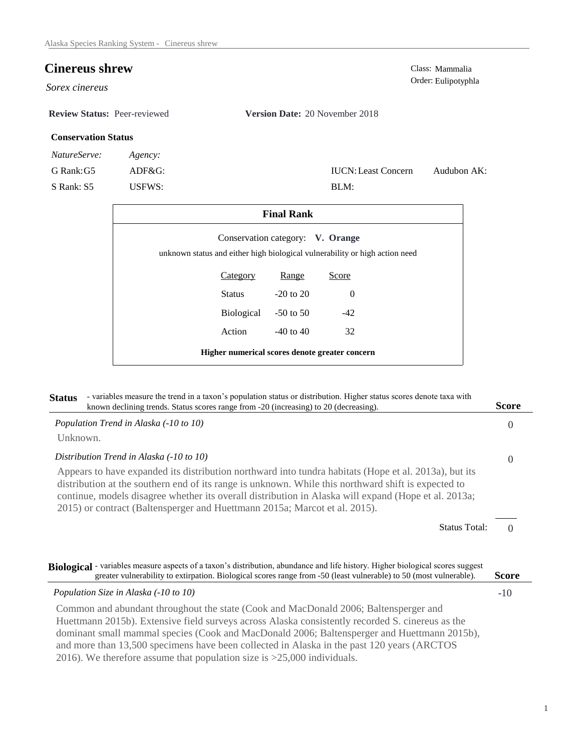# Cinereus shrew

*Sorex cinereus*

Class: Mammalia
Order: Eulipotyphla

**Review Status:** Peer-reviewed **Version Date:** 20 November 2018

**Conservation Status**

| *NatureServe:* | *Agency:* | | |
|---|---|---|---|
| G Rank: G5 | ADF&G: | IUCN: Least Concern | Audubon AK: |
| S Rank: S5 | USFWS: | BLM: | |

**Final Rank**

Conservation category: **V. Orange**

unknown status and either high biological vulnerability or high action need

| Category | Range | Score |
|---|---|---|
| Status | -20 to 20 | 0 |
| Biological | -50 to 50 | -42 |
| Action | -40 to 40 | 32 |

**Higher numerical scores denote greater concern**

## Status

- variables measure the trend in a taxon's population status or distribution. Higher status scores denote taxa with known declining trends. Status scores range from -20 (increasing) to 20 (decreasing).

**Score**

*Population Trend in Alaska (-10 to 10)* — 0

Unknown.

*Distribution Trend in Alaska (-10 to 10)* — 0

Appears to have expanded its distribution northward into tundra habitats (Hope et al. 2013a), but its distribution at the southern end of its range is unknown. While this northward shift is expected to continue, models disagree whether its overall distribution in Alaska will expand (Hope et al. 2013a; 2015) or contract (Baltensperger and Huettmann 2015a; Marcot et al. 2015).

Status Total: 0

## Biological

- variables measure aspects of a taxon's distribution, abundance and life history. Higher biological scores suggest greater vulnerability to extirpation. Biological scores range from -50 (least vulnerable) to 50 (most vulnerable).

**Score**

*Population Size in Alaska (-10 to 10)* — -10

Common and abundant throughout the state (Cook and MacDonald 2006; Baltensperger and Huettmann 2015b). Extensive field surveys across Alaska consistently recorded S. cinereus as the dominant small mammal species (Cook and MacDonald 2006; Baltensperger and Huettmann 2015b), and more than 13,500 specimens have been collected in Alaska in the past 120 years (ARCTOS 2016). We therefore assume that population size is >25,000 individuals.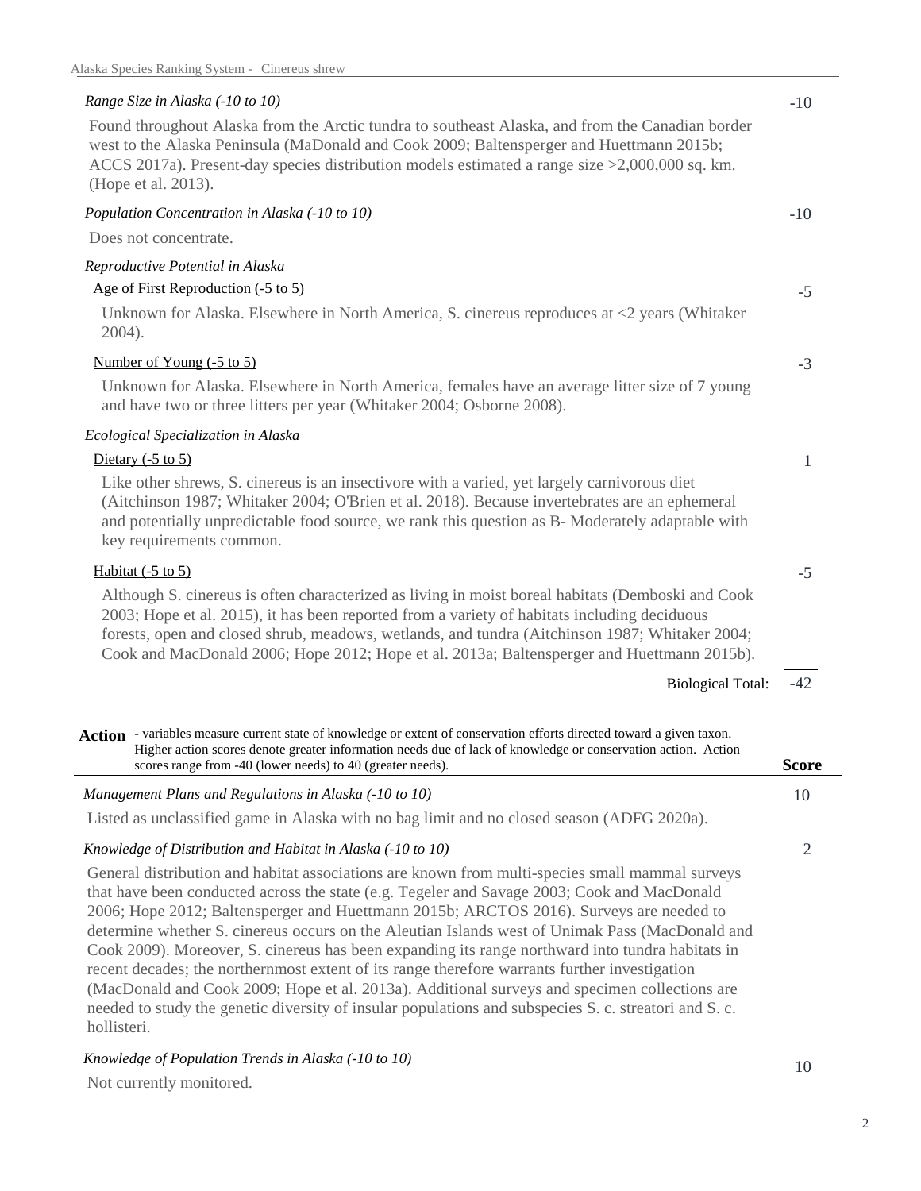*Range Size in Alaska (-10 to 10)* **-10**

Found throughout Alaska from the Arctic tundra to southeast Alaska, and from the Canadian border west to the Alaska Peninsula (MaDonald and Cook 2009; Baltensperger and Huettmann 2015b; ACCS 2017a). Present-day species distribution models estimated a range size >2,000,000 sq. km. (Hope et al. 2013).

*Population Concentration in Alaska (-10 to 10)* **-10**

Does not concentrate.

*Reproductive Potential in Alaska*

Age of First Reproduction (-5 to 5) **-5**

Unknown for Alaska. Elsewhere in North America, S. cinereus reproduces at <2 years (Whitaker 2004).

Number of Young (-5 to 5) **-3**

Unknown for Alaska. Elsewhere in North America, females have an average litter size of 7 young and have two or three litters per year (Whitaker 2004; Osborne 2008).

*Ecological Specialization in Alaska*

Dietary (-5 to 5) **1**

Like other shrews, S. cinereus is an insectivore with a varied, yet largely carnivorous diet (Aitchinson 1987; Whitaker 2004; O'Brien et al. 2018). Because invertebrates are an ephemeral and potentially unpredictable food source, we rank this question as B- Moderately adaptable with key requirements common.

Habitat (-5 to 5) **-5**

Although S. cinereus is often characterized as living in moist boreal habitats (Demboski and Cook 2003; Hope et al. 2015), it has been reported from a variety of habitats including deciduous forests, open and closed shrub, meadows, wetlands, and tundra (Aitchinson 1987; Whitaker 2004; Cook and MacDonald 2006; Hope 2012; Hope et al. 2013a; Baltensperger and Huettmann 2015b).

Biological Total: **-42**

**Action** - variables measure current state of knowledge or extent of conservation efforts directed toward a given taxon. Higher action scores denote greater information needs due of lack of knowledge or conservation action. Action scores range from -40 (lower needs) to 40 (greater needs). **Score**

*Management Plans and Regulations in Alaska (-10 to 10)* **10**

Listed as unclassified game in Alaska with no bag limit and no closed season (ADFG 2020a).

*Knowledge of Distribution and Habitat in Alaska (-10 to 10)* **2**

General distribution and habitat associations are known from multi-species small mammal surveys that have been conducted across the state (e.g. Tegeler and Savage 2003; Cook and MacDonald 2006; Hope 2012; Baltensperger and Huettmann 2015b; ARCTOS 2016). Surveys are needed to determine whether S. cinereus occurs on the Aleutian Islands west of Unimak Pass (MacDonald and Cook 2009). Moreover, S. cinereus has been expanding its range northward into tundra habitats in recent decades; the northernmost extent of its range therefore warrants further investigation (MacDonald and Cook 2009; Hope et al. 2013a). Additional surveys and specimen collections are needed to study the genetic diversity of insular populations and subspecies S. c. streatori and S. c. hollisteri.

*Knowledge of Population Trends in Alaska (-10 to 10)* **10**

Not currently monitored.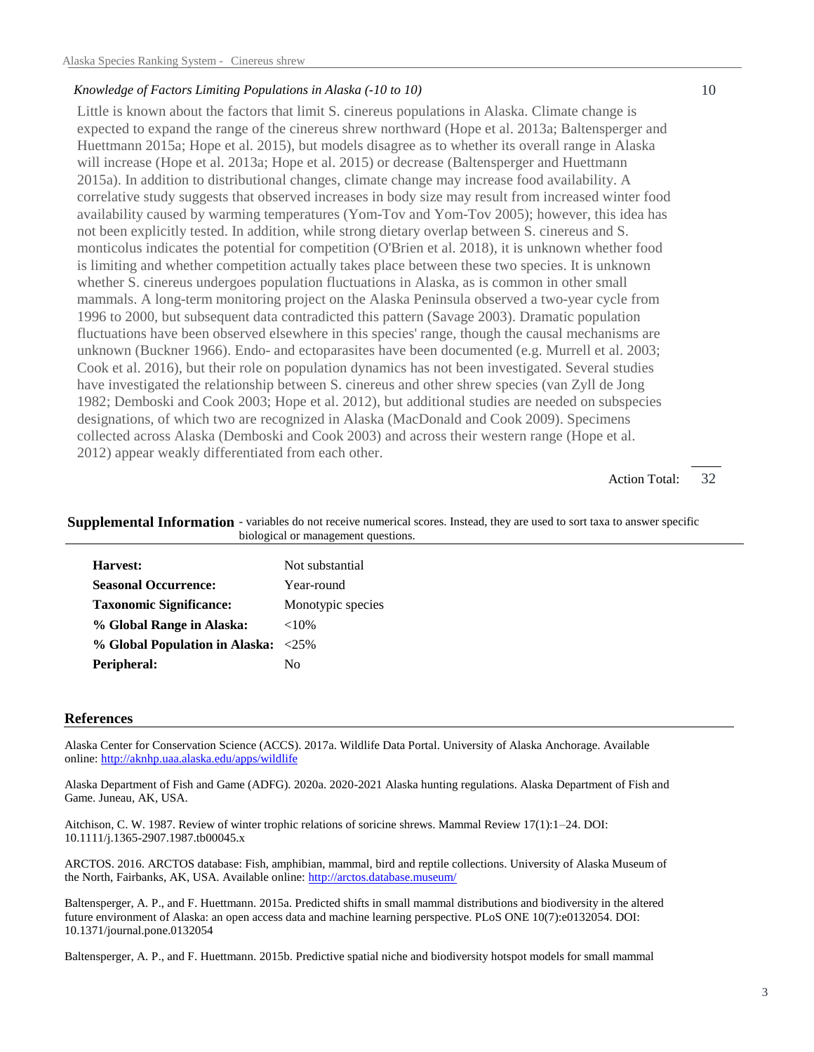*Knowledge of Factors Limiting Populations in Alaska (-10 to 10)* 10

Little is known about the factors that limit S. cinereus populations in Alaska. Climate change is expected to expand the range of the cinereus shrew northward (Hope et al. 2013a; Baltensperger and Huettmann 2015a; Hope et al. 2015), but models disagree as to whether its overall range in Alaska will increase (Hope et al. 2013a; Hope et al. 2015) or decrease (Baltensperger and Huettmann 2015a). In addition to distributional changes, climate change may increase food availability. A correlative study suggests that observed increases in body size may result from increased winter food availability caused by warming temperatures (Yom-Tov and Yom-Tov 2005); however, this idea has not been explicitly tested. In addition, while strong dietary overlap between S. cinereus and S. monticolus indicates the potential for competition (O'Brien et al. 2018), it is unknown whether food is limiting and whether competition actually takes place between these two species. It is unknown whether S. cinereus undergoes population fluctuations in Alaska, as is common in other small mammals. A long-term monitoring project on the Alaska Peninsula observed a two-year cycle from 1996 to 2000, but subsequent data contradicted this pattern (Savage 2003). Dramatic population fluctuations have been observed elsewhere in this species' range, though the causal mechanisms are unknown (Buckner 1966). Endo- and ectoparasites have been documented (e.g. Murrell et al. 2003; Cook et al. 2016), but their role on population dynamics has not been investigated. Several studies have investigated the relationship between S. cinereus and other shrew species (van Zyll de Jong 1982; Demboski and Cook 2003; Hope et al. 2012), but additional studies are needed on subspecies designations, of which two are recognized in Alaska (MacDonald and Cook 2009). Specimens collected across Alaska (Demboski and Cook 2003) and across their western range (Hope et al. 2012) appear weakly differentiated from each other.

Action Total: 32

## Supplemental Information

- variables do not receive numerical scores. Instead, they are used to sort taxa to answer specific biological or management questions.

| | |
|---|---|
| **Harvest:** | Not substantial |
| **Seasonal Occurrence:** | Year-round |
| **Taxonomic Significance:** | Monotypic species |
| **% Global Range in Alaska:** | <10% |
| **% Global Population in Alaska:** | <25% |
| **Peripheral:** | No |

## References

Alaska Center for Conservation Science (ACCS). 2017a. Wildlife Data Portal. University of Alaska Anchorage. Available online: http://aknhp.uaa.alaska.edu/apps/wildlife

Alaska Department of Fish and Game (ADFG). 2020a. 2020-2021 Alaska hunting regulations. Alaska Department of Fish and Game. Juneau, AK, USA.

Aitchison, C. W. 1987. Review of winter trophic relations of soricine shrews. Mammal Review 17(1):1–24. DOI: 10.1111/j.1365-2907.1987.tb00045.x

ARCTOS. 2016. ARCTOS database: Fish, amphibian, mammal, bird and reptile collections. University of Alaska Museum of the North, Fairbanks, AK, USA. Available online: http://arctos.database.museum/

Baltensperger, A. P., and F. Huettmann. 2015a. Predicted shifts in small mammal distributions and biodiversity in the altered future environment of Alaska: an open access data and machine learning perspective. PLoS ONE 10(7):e0132054. DOI: 10.1371/journal.pone.0132054

Baltensperger, A. P., and F. Huettmann. 2015b. Predictive spatial niche and biodiversity hotspot models for small mammal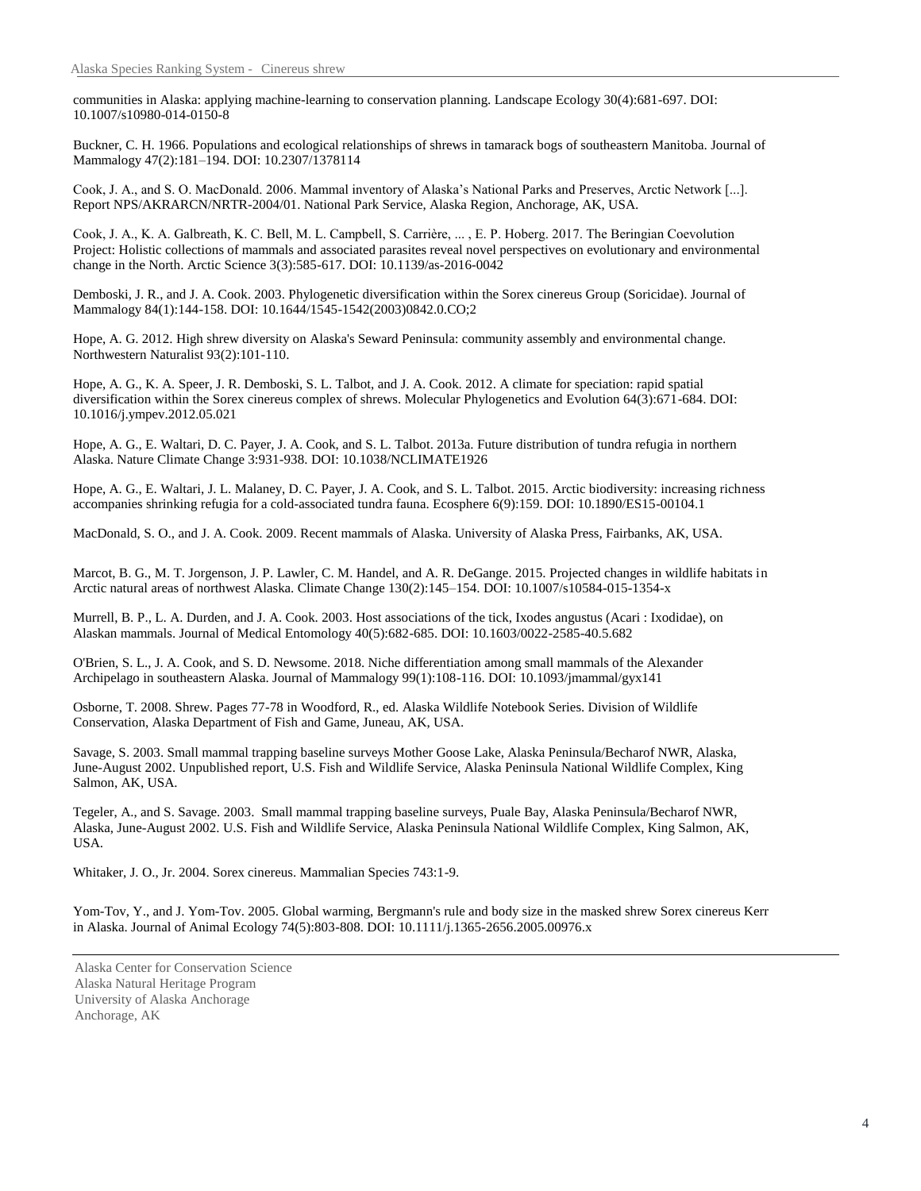communities in Alaska: applying machine-learning to conservation planning. Landscape Ecology 30(4):681-697. DOI: 10.1007/s10980-014-0150-8

Buckner, C. H. 1966. Populations and ecological relationships of shrews in tamarack bogs of southeastern Manitoba. Journal of Mammalogy 47(2):181–194. DOI: 10.2307/1378114

Cook, J. A., and S. O. MacDonald. 2006. Mammal inventory of Alaska's National Parks and Preserves, Arctic Network [...]. Report NPS/AKRARCN/NRTR-2004/01. National Park Service, Alaska Region, Anchorage, AK, USA.

Cook, J. A., K. A. Galbreath, K. C. Bell, M. L. Campbell, S. Carrière, ... , E. P. Hoberg. 2017. The Beringian Coevolution Project: Holistic collections of mammals and associated parasites reveal novel perspectives on evolutionary and environmental change in the North. Arctic Science 3(3):585-617. DOI: 10.1139/as-2016-0042

Demboski, J. R., and J. A. Cook. 2003. Phylogenetic diversification within the Sorex cinereus Group (Soricidae). Journal of Mammalogy 84(1):144-158. DOI: 10.1644/1545-1542(2003)0842.0.CO;2

Hope, A. G. 2012. High shrew diversity on Alaska's Seward Peninsula: community assembly and environmental change. Northwestern Naturalist 93(2):101-110.

Hope, A. G., K. A. Speer, J. R. Demboski, S. L. Talbot, and J. A. Cook. 2012. A climate for speciation: rapid spatial diversification within the Sorex cinereus complex of shrews. Molecular Phylogenetics and Evolution 64(3):671-684. DOI: 10.1016/j.ympev.2012.05.021

Hope, A. G., E. Waltari, D. C. Payer, J. A. Cook, and S. L. Talbot. 2013a. Future distribution of tundra refugia in northern Alaska. Nature Climate Change 3:931-938. DOI: 10.1038/NCLIMATE1926

Hope, A. G., E. Waltari, J. L. Malaney, D. C. Payer, J. A. Cook, and S. L. Talbot. 2015. Arctic biodiversity: increasing richness accompanies shrinking refugia for a cold-associated tundra fauna. Ecosphere 6(9):159. DOI: 10.1890/ES15-00104.1

MacDonald, S. O., and J. A. Cook. 2009. Recent mammals of Alaska. University of Alaska Press, Fairbanks, AK, USA.

Marcot, B. G., M. T. Jorgenson, J. P. Lawler, C. M. Handel, and A. R. DeGange. 2015. Projected changes in wildlife habitats in Arctic natural areas of northwest Alaska. Climate Change 130(2):145–154. DOI: 10.1007/s10584-015-1354-x

Murrell, B. P., L. A. Durden, and J. A. Cook. 2003. Host associations of the tick, Ixodes angustus (Acari : Ixodidae), on Alaskan mammals. Journal of Medical Entomology 40(5):682-685. DOI: 10.1603/0022-2585-40.5.682

O'Brien, S. L., J. A. Cook, and S. D. Newsome. 2018. Niche differentiation among small mammals of the Alexander Archipelago in southeastern Alaska. Journal of Mammalogy 99(1):108-116. DOI: 10.1093/jmammal/gyx141

Osborne, T. 2008. Shrew. Pages 77-78 in Woodford, R., ed. Alaska Wildlife Notebook Series. Division of Wildlife Conservation, Alaska Department of Fish and Game, Juneau, AK, USA.

Savage, S. 2003. Small mammal trapping baseline surveys Mother Goose Lake, Alaska Peninsula/Becharof NWR, Alaska, June-August 2002. Unpublished report, U.S. Fish and Wildlife Service, Alaska Peninsula National Wildlife Complex, King Salmon, AK, USA.

Tegeler, A., and S. Savage. 2003. Small mammal trapping baseline surveys, Puale Bay, Alaska Peninsula/Becharof NWR, Alaska, June-August 2002. U.S. Fish and Wildlife Service, Alaska Peninsula National Wildlife Complex, King Salmon, AK, USA.

Whitaker, J. O., Jr. 2004. Sorex cinereus. Mammalian Species 743:1-9.

Yom-Tov, Y., and J. Yom-Tov. 2005. Global warming, Bergmann's rule and body size in the masked shrew Sorex cinereus Kerr in Alaska. Journal of Animal Ecology 74(5):803-808. DOI: 10.1111/j.1365-2656.2005.00976.x

Alaska Center for Conservation Science
Alaska Natural Heritage Program
University of Alaska Anchorage
Anchorage, AK